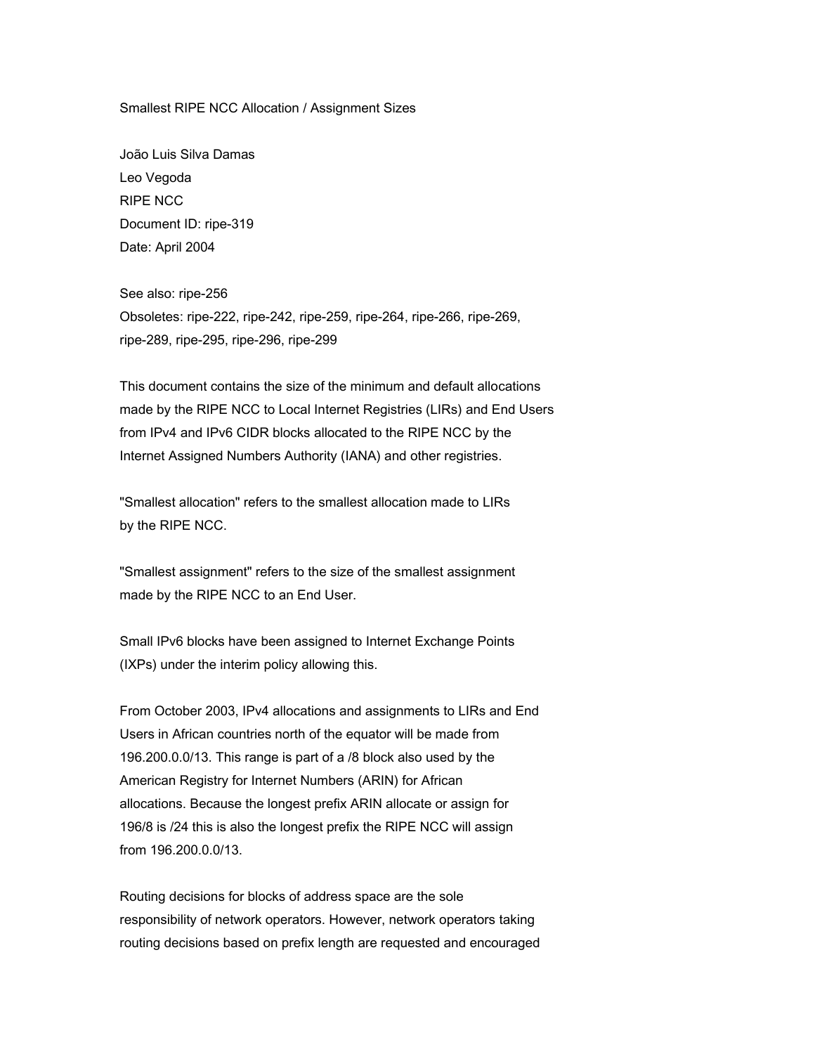# Smallest RIPE NCC Allocation / Assignment Sizes

João Luis Silva Damas
Leo Vegoda
RIPE NCC
Document ID: ripe-319
Date: April 2004

See also: ripe-256
Obsoletes: ripe-222, ripe-242, ripe-259, ripe-264, ripe-266, ripe-269, ripe-289, ripe-295, ripe-296, ripe-299

This document contains the size of the minimum and default allocations made by the RIPE NCC to Local Internet Registries (LIRs) and End Users from IPv4 and IPv6 CIDR blocks allocated to the RIPE NCC by the Internet Assigned Numbers Authority (IANA) and other registries.

"Smallest allocation" refers to the smallest allocation made to LIRs by the RIPE NCC.

"Smallest assignment" refers to the size of the smallest assignment made by the RIPE NCC to an End User.

Small IPv6 blocks have been assigned to Internet Exchange Points (IXPs) under the interim policy allowing this.

From October 2003, IPv4 allocations and assignments to LIRs and End Users in African countries north of the equator will be made from 196.200.0.0/13. This range is part of a /8 block also used by the American Registry for Internet Numbers (ARIN) for African allocations. Because the longest prefix ARIN allocate or assign for 196/8 is /24 this is also the longest prefix the RIPE NCC will assign from 196.200.0.0/13.

Routing decisions for blocks of address space are the sole responsibility of network operators. However, network operators taking routing decisions based on prefix length are requested and encouraged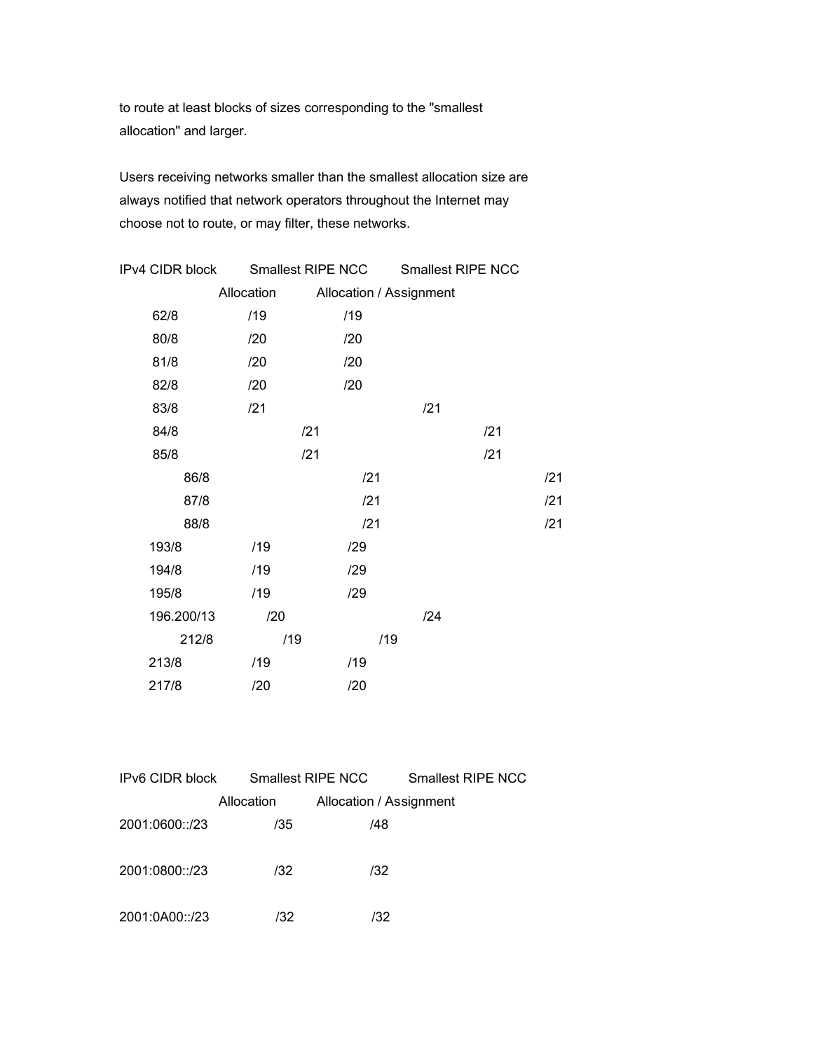to route at least blocks of sizes corresponding to the "smallest allocation" and larger.

Users receiving networks smaller than the smallest allocation size are always notified that network operators throughout the Internet may choose not to route, or may filter, these networks.

| IPv4 CIDR block | Smallest RIPE NCC Allocation | Smallest RIPE NCC Allocation / Assignment |
|---|---|---|
| 62/8 | /19 | /19 |
| 80/8 | /20 | /20 |
| 81/8 | /20 | /20 |
| 82/8 | /20 | /20 |
| 83/8 | /21 | /21 |
| 84/8 | /21 | /21 |
| 85/8 | /21 | /21 |
| 86/8 | /21 | /21 |
| 87/8 | /21 | /21 |
| 88/8 | /21 | /21 |
| 193/8 | /19 | /29 |
| 194/8 | /19 | /29 |
| 195/8 | /19 | /29 |
| 196.200/13 | /20 | /24 |
| 212/8 | /19 | /19 |
| 213/8 | /19 | /19 |
| 217/8 | /20 | /20 |

| IPv6 CIDR block | Smallest RIPE NCC Allocation | Smallest RIPE NCC Allocation / Assignment |
|---|---|---|
| 2001:0600::/23 | /35 | /48 |
| 2001:0800::/23 | /32 | /32 |
| 2001:0A00::/23 | /32 | /32 |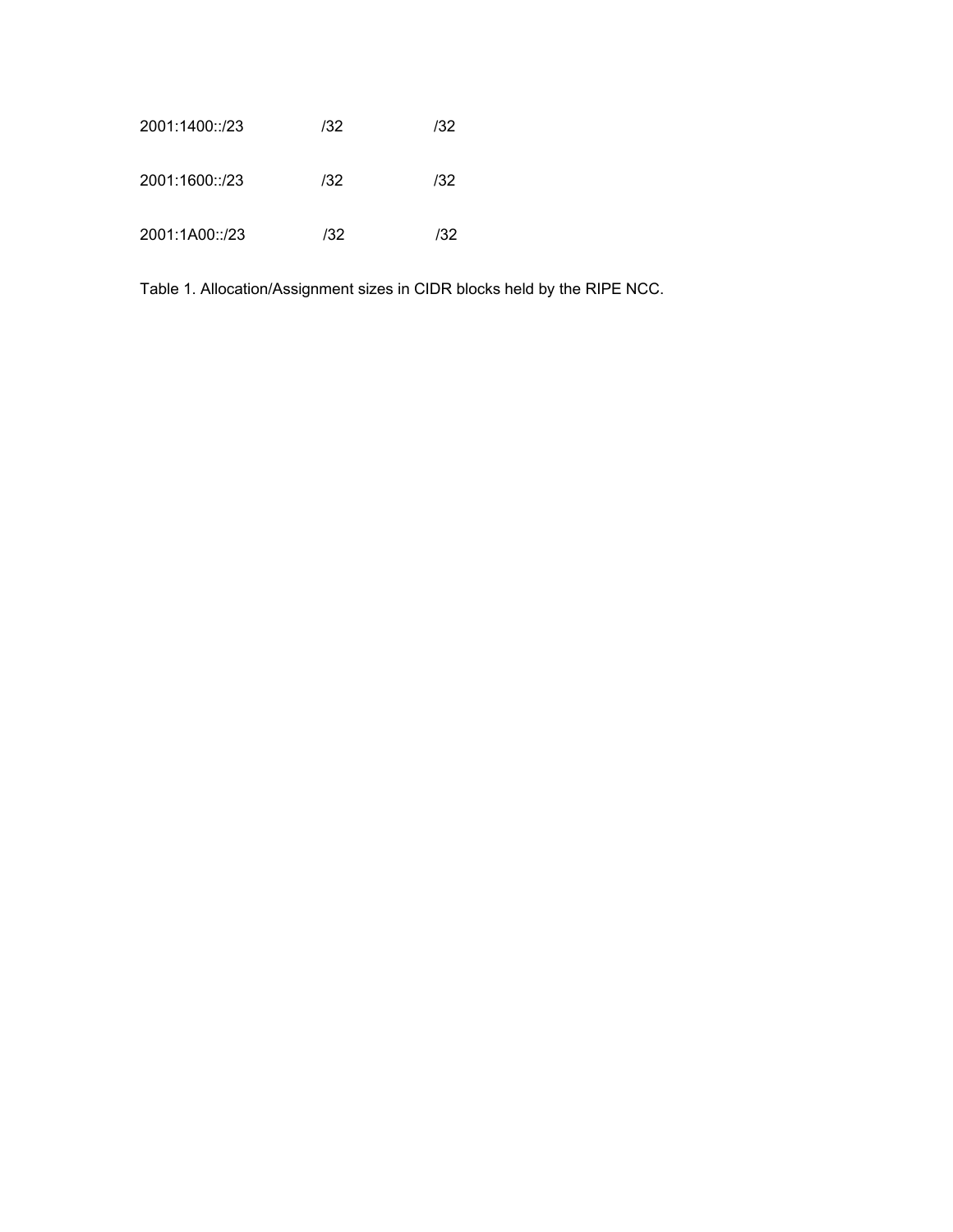| | | |
|---|---|---|
| 2001:1400::/23 | /32 | /32 |
| 2001:1600::/23 | /32 | /32 |
| 2001:1A00::/23 | /32 | /32 |

Table 1. Allocation/Assignment sizes in CIDR blocks held by the RIPE NCC.